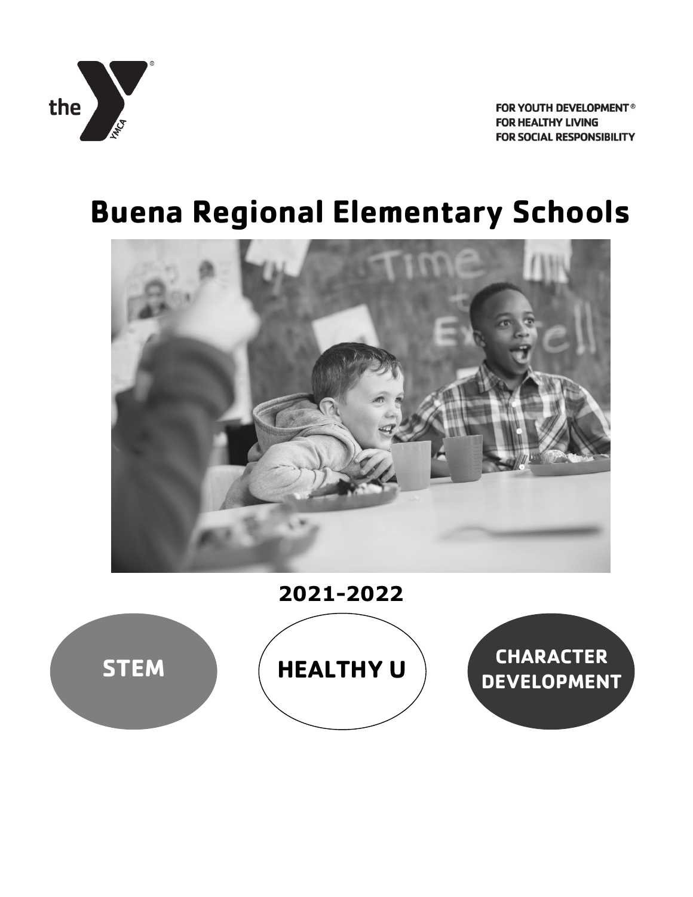FOR YOUTH DEVELOPMENT®
FOR HEALTHY LIVING
FOR SOCIAL RESPONSIBILITY

# Buena Regional Elementary Schools

## 2021-2022

**STEM**

**HEALTHY U**

**CHARACTER DEVELOPMENT**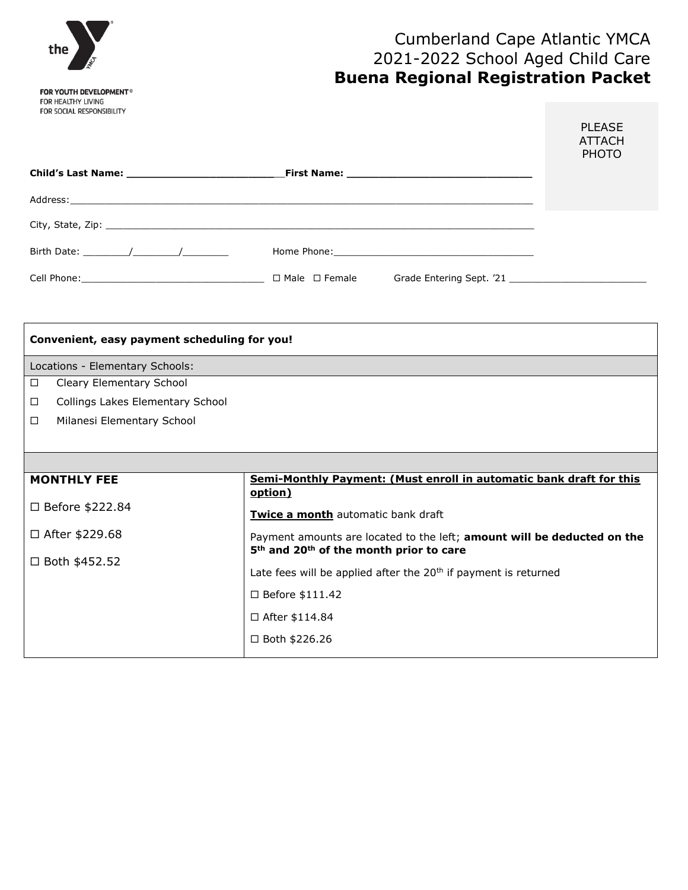the

FOR YOUTH DEVELOPMENT®
FOR HEALTHY LIVING
FOR SOCIAL RESPONSIBILITY

# Cumberland Cape Atlantic YMCA
## 2021-2022 School Aged Child Care
## **Buena Regional Registration Packet**

PLEASE ATTACH PHOTO

**Child's Last Name: ________________________ First Name: ______________________________**

Address:_______________________________________________________________________________

City, State, Zip: ______________________________________________________________________

Birth Date: ________/________/________ Home Phone:___________________________________

Cell Phone:_______________________________ ☐ Male ☐ Female Grade Entering Sept. '21 _______________________

**Convenient, easy payment scheduling for you!**

Locations - Elementary Schools:

- ☐ Cleary Elementary School
- ☐ Collings Lakes Elementary School
- ☐ Milanesi Elementary School

| **MONTHLY FEE** | **Semi-Monthly Payment: (Must enroll in automatic bank draft for this option)** |
|---|---|
| ☐ Before $222.84<br>☐ After $229.68<br>☐ Both $452.52 | **Twice a month** automatic bank draft<br>Payment amounts are located to the left; **amount will be deducted on the 5th and 20th of the month prior to care**<br>Late fees will be applied after the 20th if payment is returned<br>☐ Before $111.42<br>☐ After $114.84<br>☐ Both $226.26 |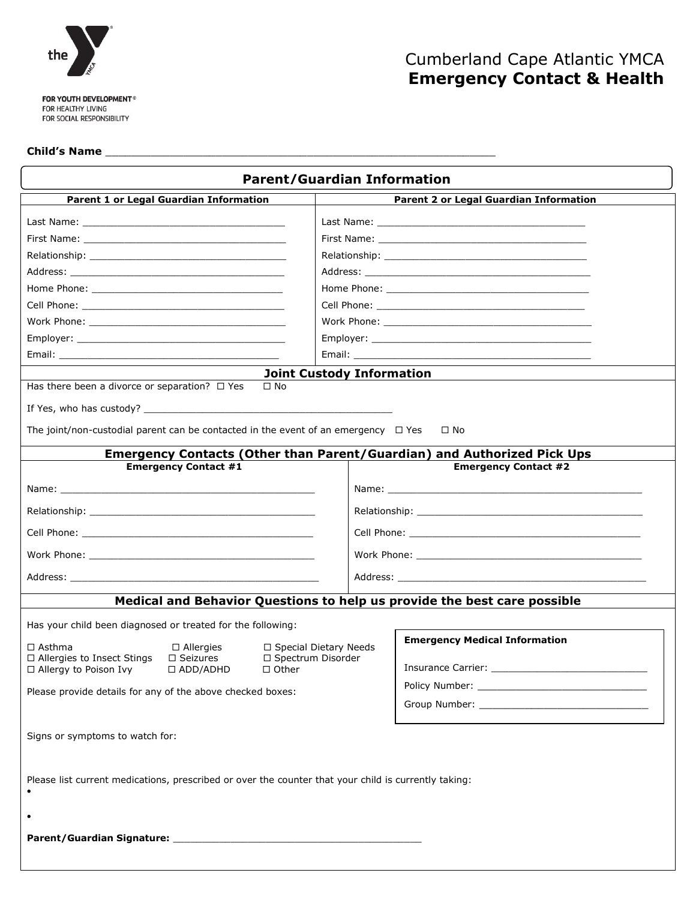FOR YOUTH DEVELOPMENT®
FOR HEALTHY LIVING
FOR SOCIAL RESPONSIBILITY

# Cumberland Cape Atlantic YMCA
# **Emergency Contact & Health**

**Child's Name** ___________________________________________________________

## Parent/Guardian Information

| Parent 1 or Legal Guardian Information | Parent 2 or Legal Guardian Information |
|---|---|
| Last Name: ___________________________________ | Last Name: ___________________________________ |
| First Name: ___________________________________ | First Name: ___________________________________ |
| Relationship: _________________________________ | Relationship: _________________________________ |
| Address: _____________________________________ | Address: _____________________________________ |
| Home Phone: __________________________________ | Home Phone: __________________________________ |
| Cell Phone: ___________________________________ | Cell Phone: ___________________________________ |
| Work Phone: __________________________________ | Work Phone: __________________________________ |
| Employer: _____________________________________ | Employer: _____________________________________ |
| Email: ________________________________________ | Email: ________________________________________ |

## Joint Custody Information

Has there been a divorce or separation? ☐ Yes ☐ No

If Yes, who has custody? ____________________________________________

The joint/non-custodial parent can be contacted in the event of an emergency ☐ Yes ☐ No

## Emergency Contacts (Other than Parent/Guardian) and Authorized Pick Ups

| Emergency Contact #1 | Emergency Contact #2 |
|---|---|
| Name: ______________________________________________ | Name: ______________________________________________ |
| Relationship: ________________________________________ | Relationship: ________________________________________ |
| Cell Phone: __________________________________________ | Cell Phone: __________________________________________ |
| Work Phone: _________________________________________ | Work Phone: _________________________________________ |
| Address: _____________________________________________ | Address: _____________________________________________ |

## Medical and Behavior Questions to help us provide the best care possible

Has your child been diagnosed or treated for the following:

☐ Asthma ☐ Allergies ☐ Special Dietary Needs
☐ Allergies to Insect Stings ☐ Seizures ☐ Spectrum Disorder
☐ Allergy to Poison Ivy ☐ ADD/ADHD ☐ Other

Please provide details for any of the above checked boxes:

**Emergency Medical Information**

Insurance Carrier: ____________________________

Policy Number: _______________________________

Group Number: _______________________________

Signs or symptoms to watch for:

Please list current medications, prescribed or over the counter that your child is currently taking:

- 
- 

**Parent/Guardian Signature:** ___________________________________________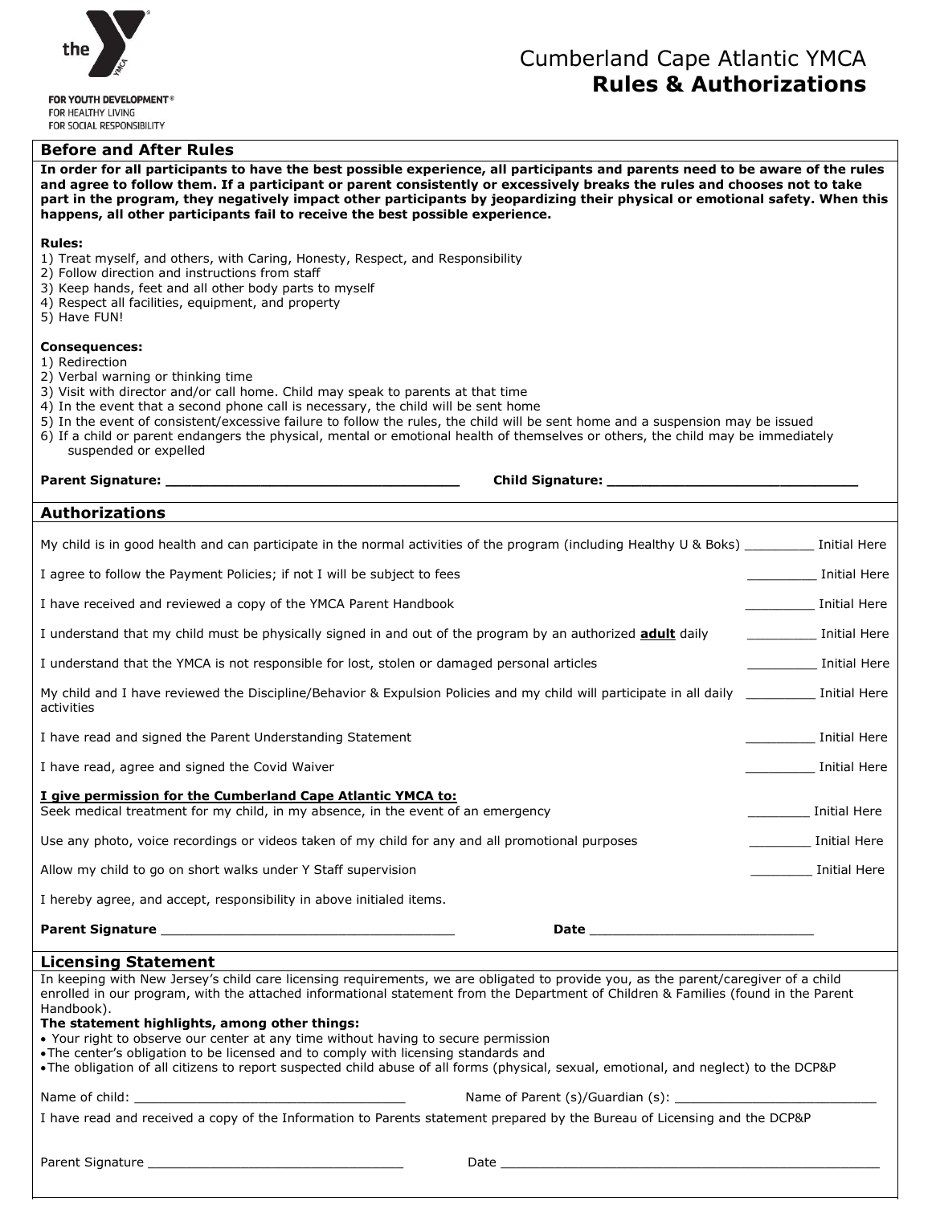the YMCA

FOR YOUTH DEVELOPMENT®
FOR HEALTHY LIVING
FOR SOCIAL RESPONSIBILITY

# Cumberland Cape Atlantic YMCA
# **Rules & Authorizations**

## Before and After Rules

**In order for all participants to have the best possible experience, all participants and parents need to be aware of the rules and agree to follow them. If a participant or parent consistently or excessively breaks the rules and chooses not to take part in the program, they negatively impact other participants by jeopardizing their physical or emotional safety. When this happens, all other participants fail to receive the best possible experience.**

**Rules:**
1) Treat myself, and others, with Caring, Honesty, Respect, and Responsibility
2) Follow direction and instructions from staff
3) Keep hands, feet and all other body parts to myself
4) Respect all facilities, equipment, and property
5) Have FUN!

**Consequences:**
1) Redirection
2) Verbal warning or thinking time
3) Visit with director and/or call home. Child may speak to parents at that time
4) In the event that a second phone call is necessary, the child will be sent home
5) In the event of consistent/excessive failure to follow the rules, the child will be sent home and a suspension may be issued
6) If a child or parent endangers the physical, mental or emotional health of themselves or others, the child may be immediately suspended or expelled

**Parent Signature: ___________________________________** **Child Signature: ______________________________**

## Authorizations

My child is in good health and can participate in the normal activities of the program (including Healthy U & Boks) _________ Initial Here

I agree to follow the Payment Policies; if not I will be subject to fees _________ Initial Here

I have received and reviewed a copy of the YMCA Parent Handbook _________ Initial Here

I understand that my child must be physically signed in and out of the program by an authorized **adult** daily _________ Initial Here

I understand that the YMCA is not responsible for lost, stolen or damaged personal articles _________ Initial Here

My child and I have reviewed the Discipline/Behavior & Expulsion Policies and my child will participate in all daily activities _________ Initial Here

I have read and signed the Parent Understanding Statement _________ Initial Here

I have read, agree and signed the Covid Waiver _________ Initial Here

**I give permission for the Cumberland Cape Atlantic YMCA to:**

Seek medical treatment for my child, in my absence, in the event of an emergency ________ Initial Here

Use any photo, voice recordings or videos taken of my child for any and all promotional purposes ________ Initial Here

Allow my child to go on short walks under Y Staff supervision ________ Initial Here

I hereby agree, and accept, responsibility in above initialed items.

**Parent Signature** _____________________________________ **Date** ____________________________

## Licensing Statement

In keeping with New Jersey's child care licensing requirements, we are obligated to provide you, as the parent/caregiver of a child enrolled in our program, with the attached informational statement from the Department of Children & Families (found in the Parent Handbook).

**The statement highlights, among other things:**
- Your right to observe our center at any time without having to secure permission
- The center's obligation to be licensed and to comply with licensing standards and
- The obligation of all citizens to report suspected child abuse of all forms (physical, sexual, emotional, and neglect) to the DCP&P

Name of child: ___________________________________ Name of Parent (s)/Guardian (s): __________________________

I have read and received a copy of the Information to Parents statement prepared by the Bureau of Licensing and the DCP&P

Parent Signature _________________________________ Date ___________________________________________________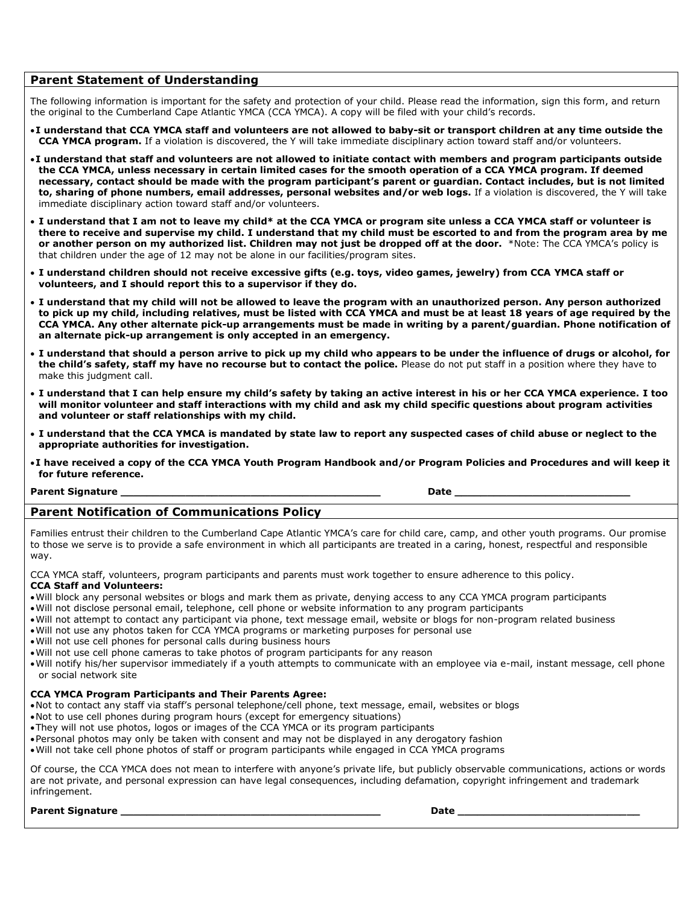## Parent Statement of Understanding

The following information is important for the safety and protection of your child. Please read the information, sign this form, and return the original to the Cumberland Cape Atlantic YMCA (CCA YMCA). A copy will be filed with your child's records.

- **I understand that CCA YMCA staff and volunteers are not allowed to baby-sit or transport children at any time outside the CCA YMCA program.** If a violation is discovered, the Y will take immediate disciplinary action toward staff and/or volunteers.
- **I understand that staff and volunteers are not allowed to initiate contact with members and program participants outside the CCA YMCA, unless necessary in certain limited cases for the smooth operation of a CCA YMCA program. If deemed necessary, contact should be made with the program participant's parent or guardian. Contact includes, but is not limited to, sharing of phone numbers, email addresses, personal websites and/or web logs.** If a violation is discovered, the Y will take immediate disciplinary action toward staff and/or volunteers.
- **I understand that I am not to leave my child* at the CCA YMCA or program site unless a CCA YMCA staff or volunteer is there to receive and supervise my child. I understand that my child must be escorted to and from the program area by me or another person on my authorized list. Children may not just be dropped off at the door.** *Note: The CCA YMCA's policy is that children under the age of 12 may not be alone in our facilities/program sites.
- **I understand children should not receive excessive gifts (e.g. toys, video games, jewelry) from CCA YMCA staff or volunteers, and I should report this to a supervisor if they do.**
- **I understand that my child will not be allowed to leave the program with an unauthorized person. Any person authorized to pick up my child, including relatives, must be listed with CCA YMCA and must be at least 18 years of age required by the CCA YMCA. Any other alternate pick-up arrangements must be made in writing by a parent/guardian. Phone notification of an alternate pick-up arrangement is only accepted in an emergency.**
- **I understand that should a person arrive to pick up my child who appears to be under the influence of drugs or alcohol, for the child's safety, staff my have no recourse but to contact the police.** Please do not put staff in a position where they have to make this judgment call.
- **I understand that I can help ensure my child's safety by taking an active interest in his or her CCA YMCA experience. I too will monitor volunteer and staff interactions with my child and ask my child specific questions about program activities and volunteer or staff relationships with my child.**
- **I understand that the CCA YMCA is mandated by state law to report any suspected cases of child abuse or neglect to the appropriate authorities for investigation.**
- **I have received a copy of the CCA YMCA Youth Program Handbook and/or Program Policies and Procedures and will keep it for future reference.**

**Parent Signature** ________________________________________ **Date** ____________________________

## Parent Notification of Communications Policy

Families entrust their children to the Cumberland Cape Atlantic YMCA's care for child care, camp, and other youth programs. Our promise to those we serve is to provide a safe environment in which all participants are treated in a caring, honest, respectful and responsible way.

CCA YMCA staff, volunteers, program participants and parents must work together to ensure adherence to this policy.

**CCA Staff and Volunteers:**

- Will block any personal websites or blogs and mark them as private, denying access to any CCA YMCA program participants
- Will not disclose personal email, telephone, cell phone or website information to any program participants
- Will not attempt to contact any participant via phone, text message email, website or blogs for non-program related business
- Will not use any photos taken for CCA YMCA programs or marketing purposes for personal use
- Will not use cell phones for personal calls during business hours
- Will not use cell phone cameras to take photos of program participants for any reason
- Will notify his/her supervisor immediately if a youth attempts to communicate with an employee via e-mail, instant message, cell phone or social network site

**CCA YMCA Program Participants and Their Parents Agree:**

- Not to contact any staff via staff's personal telephone/cell phone, text message, email, websites or blogs
- Not to use cell phones during program hours (except for emergency situations)
- They will not use photos, logos or images of the CCA YMCA or its program participants
- Personal photos may only be taken with consent and may not be displayed in any derogatory fashion
- Will not take cell phone photos of staff or program participants while engaged in CCA YMCA programs

Of course, the CCA YMCA does not mean to interfere with anyone's private life, but publicly observable communications, actions or words are not private, and personal expression can have legal consequences, including defamation, copyright infringement and trademark infringement.

**Parent Signature** ________________________________________ **Date** ____________________________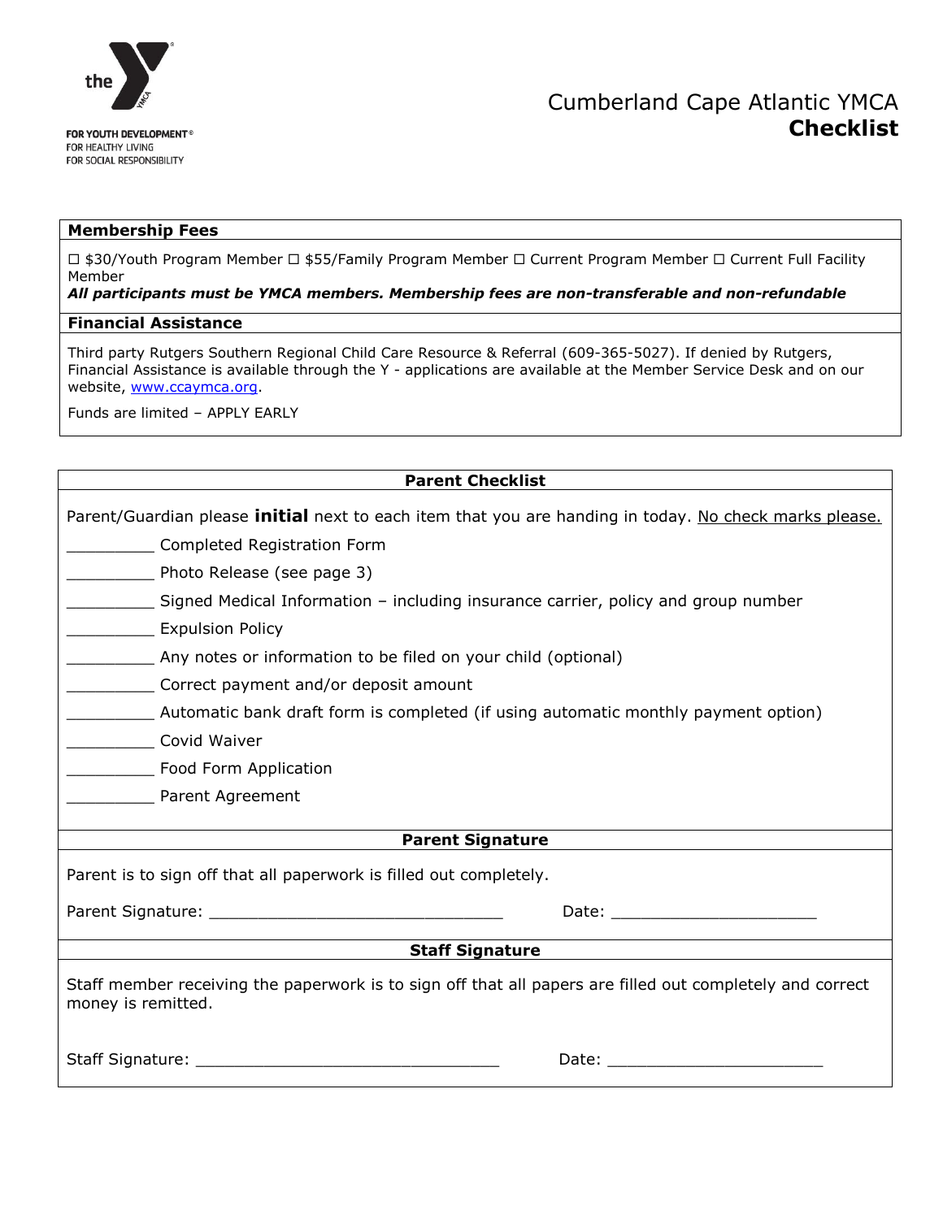the

FOR YOUTH DEVELOPMENT®
FOR HEALTHY LIVING
FOR SOCIAL RESPONSIBILITY

# Cumberland Cape Atlantic YMCA
# **Checklist**

## Membership Fees

☐ $30/Youth Program Member ☐ $55/Family Program Member ☐ Current Program Member ☐ Current Full Facility Member

***All participants must be YMCA members. Membership fees are non-transferable and non-refundable***

## Financial Assistance

Third party Rutgers Southern Regional Child Care Resource & Referral (609-365-5027). If denied by Rutgers, Financial Assistance is available through the Y - applications are available at the Member Service Desk and on our website, [www.ccaymca.org](http://www.ccaymca.org).

Funds are limited – APPLY EARLY

## Parent Checklist

Parent/Guardian please **initial** next to each item that you are handing in today. No check marks please.

__________ Completed Registration Form

__________ Photo Release (see page 3)

__________ Signed Medical Information – including insurance carrier, policy and group number

__________ Expulsion Policy

__________ Any notes or information to be filed on your child (optional)

__________ Correct payment and/or deposit amount

__________ Automatic bank draft form is completed (if using automatic monthly payment option)

__________ Covid Waiver

__________ Food Form Application

__________ Parent Agreement

## Parent Signature

Parent is to sign off that all paperwork is filled out completely.

Parent Signature: ________________________________ Date: ______________________

## Staff Signature

Staff member receiving the paperwork is to sign off that all papers are filled out completely and correct money is remitted.

Staff Signature: _________________________________ Date: _______________________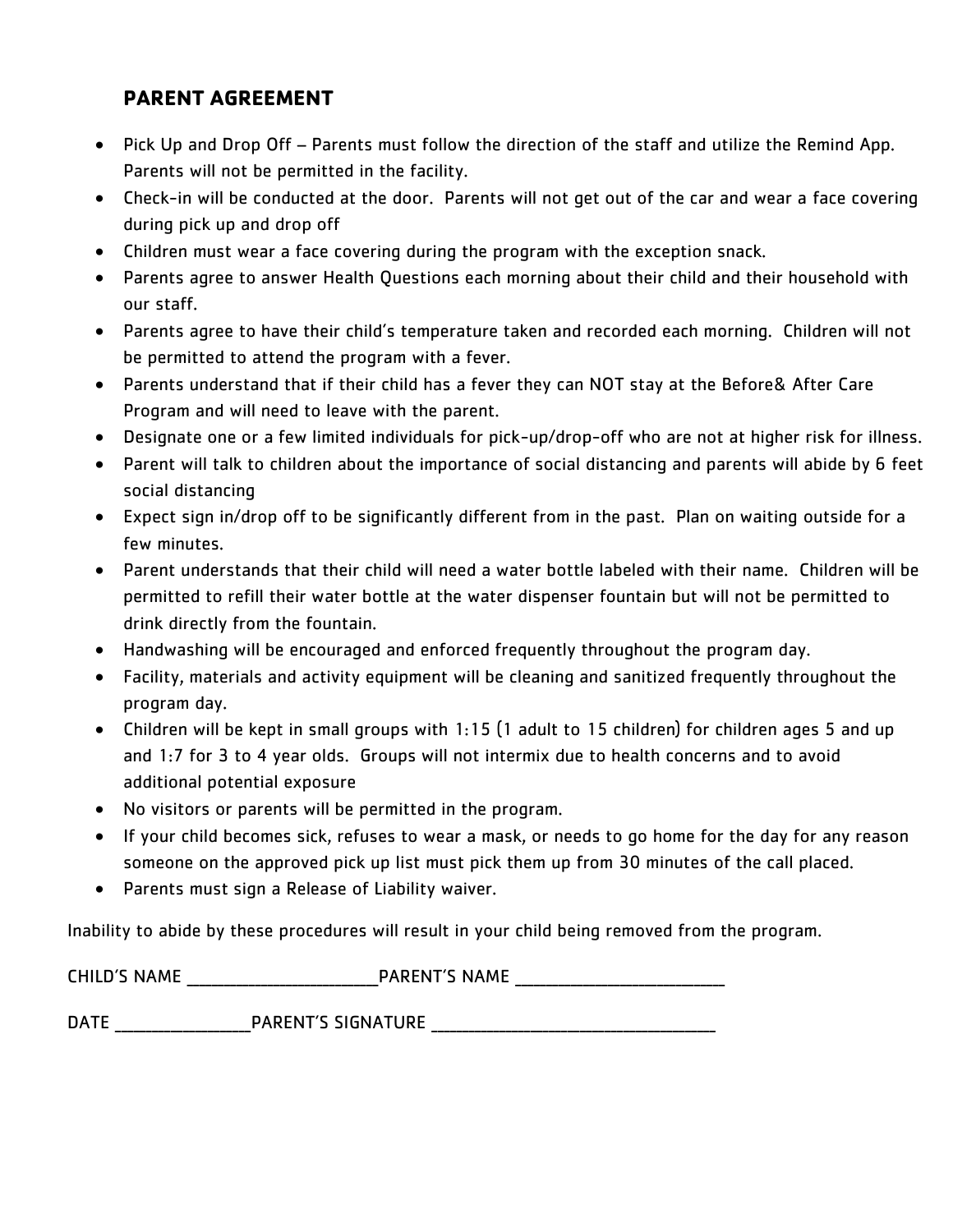## PARENT AGREEMENT

- Pick Up and Drop Off – Parents must follow the direction of the staff and utilize the Remind App. Parents will not be permitted in the facility.
- Check-in will be conducted at the door. Parents will not get out of the car and wear a face covering during pick up and drop off
- Children must wear a face covering during the program with the exception snack.
- Parents agree to answer Health Questions each morning about their child and their household with our staff.
- Parents agree to have their child's temperature taken and recorded each morning. Children will not be permitted to attend the program with a fever.
- Parents understand that if their child has a fever they can NOT stay at the Before& After Care Program and will need to leave with the parent.
- Designate one or a few limited individuals for pick-up/drop-off who are not at higher risk for illness.
- Parent will talk to children about the importance of social distancing and parents will abide by 6 feet social distancing
- Expect sign in/drop off to be significantly different from in the past. Plan on waiting outside for a few minutes.
- Parent understands that their child will need a water bottle labeled with their name. Children will be permitted to refill their water bottle at the water dispenser fountain but will not be permitted to drink directly from the fountain.
- Handwashing will be encouraged and enforced frequently throughout the program day.
- Facility, materials and activity equipment will be cleaning and sanitized frequently throughout the program day.
- Children will be kept in small groups with 1:15 (1 adult to 15 children) for children ages 5 and up and 1:7 for 3 to 4 year olds. Groups will not intermix due to health concerns and to avoid additional potential exposure
- No visitors or parents will be permitted in the program.
- If your child becomes sick, refuses to wear a mask, or needs to go home for the day for any reason someone on the approved pick up list must pick them up from 30 minutes of the call placed.
- Parents must sign a Release of Liability waiver.

Inability to abide by these procedures will result in your child being removed from the program.

CHILD'S NAME ______________________PARENT'S NAME ________________________

DATE _______________PARENT'S SIGNATURE ________________________________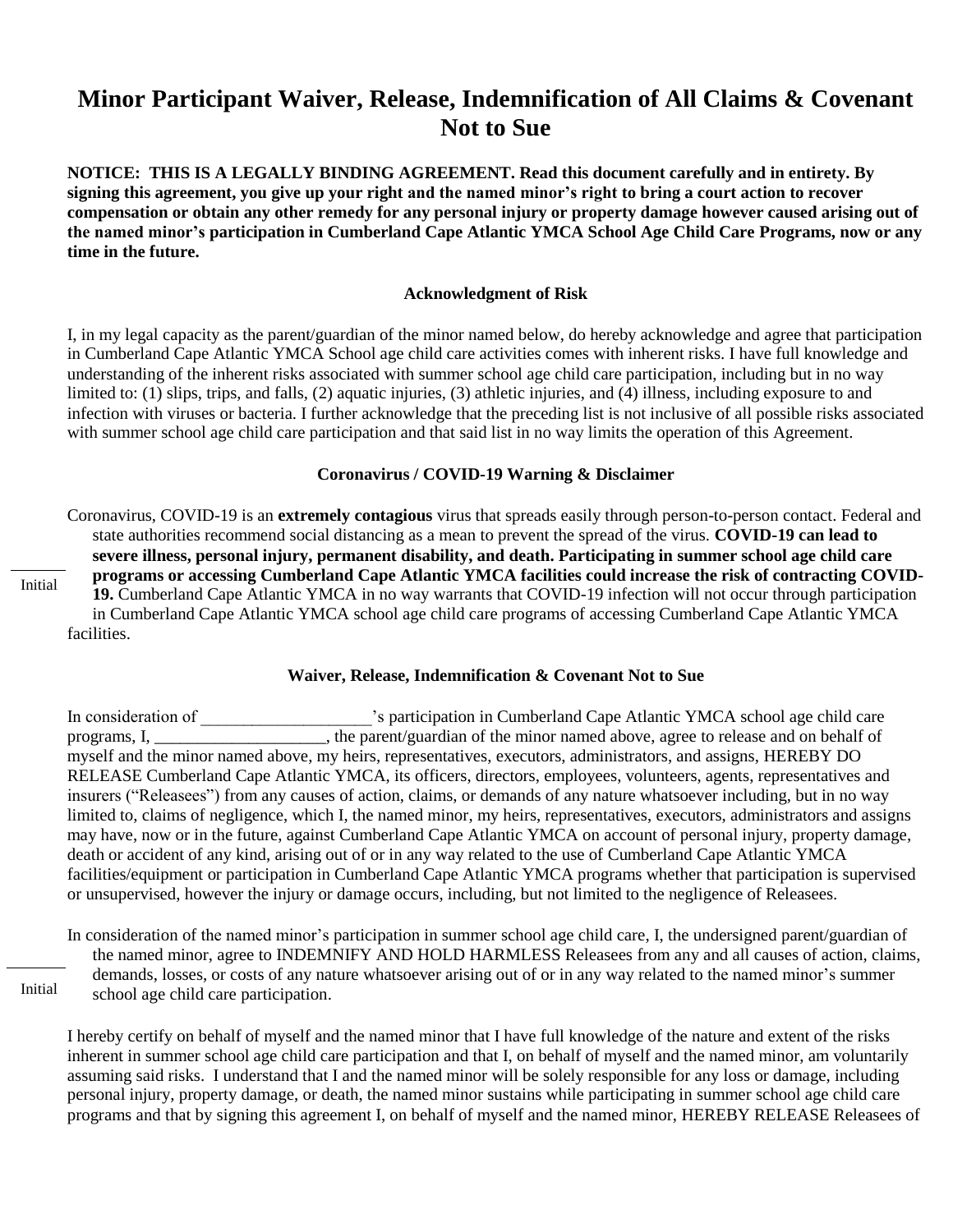# Minor Participant Waiver, Release, Indemnification of All Claims & Covenant Not to Sue

**NOTICE: THIS IS A LEGALLY BINDING AGREEMENT. Read this document carefully and in entirety. By signing this agreement, you give up your right and the named minor's right to bring a court action to recover compensation or obtain any other remedy for any personal injury or property damage however caused arising out of the named minor's participation in Cumberland Cape Atlantic YMCA School Age Child Care Programs, now or any time in the future.**

### Acknowledgment of Risk

I, in my legal capacity as the parent/guardian of the minor named below, do hereby acknowledge and agree that participation in Cumberland Cape Atlantic YMCA School age child care activities comes with inherent risks. I have full knowledge and understanding of the inherent risks associated with summer school age child care participation, including but in no way limited to: (1) slips, trips, and falls, (2) aquatic injuries, (3) athletic injuries, and (4) illness, including exposure to and infection with viruses or bacteria. I further acknowledge that the preceding list is not inclusive of all possible risks associated with summer school age child care participation and that said list in no way limits the operation of this Agreement.

### Coronavirus / COVID-19 Warning & Disclaimer

_______ Initial

Coronavirus, COVID-19 is an **extremely contagious** virus that spreads easily through person-to-person contact. Federal and state authorities recommend social distancing as a mean to prevent the spread of the virus. **COVID-19 can lead to severe illness, personal injury, permanent disability, and death. Participating in summer school age child care programs or accessing Cumberland Cape Atlantic YMCA facilities could increase the risk of contracting COVID-19.** Cumberland Cape Atlantic YMCA in no way warrants that COVID-19 infection will not occur through participation in Cumberland Cape Atlantic YMCA school age child care programs of accessing Cumberland Cape Atlantic YMCA facilities.

### Waiver, Release, Indemnification & Covenant Not to Sue

In consideration of ____________________'s participation in Cumberland Cape Atlantic YMCA school age child care programs, I, ____________________, the parent/guardian of the minor named above, agree to release and on behalf of myself and the minor named above, my heirs, representatives, executors, administrators, and assigns, HEREBY DO RELEASE Cumberland Cape Atlantic YMCA, its officers, directors, employees, volunteers, agents, representatives and insurers ("Releasees") from any causes of action, claims, or demands of any nature whatsoever including, but in no way limited to, claims of negligence, which I, the named minor, my heirs, representatives, executors, administrators and assigns may have, now or in the future, against Cumberland Cape Atlantic YMCA on account of personal injury, property damage, death or accident of any kind, arising out of or in any way related to the use of Cumberland Cape Atlantic YMCA facilities/equipment or participation in Cumberland Cape Atlantic YMCA programs whether that participation is supervised or unsupervised, however the injury or damage occurs, including, but not limited to the negligence of Releasees.

_______ Initial

In consideration of the named minor's participation in summer school age child care, I, the undersigned parent/guardian of the named minor, agree to INDEMNIFY AND HOLD HARMLESS Releasees from any and all causes of action, claims, demands, losses, or costs of any nature whatsoever arising out of or in any way related to the named minor's summer school age child care participation.

I hereby certify on behalf of myself and the named minor that I have full knowledge of the nature and extent of the risks inherent in summer school age child care participation and that I, on behalf of myself and the named minor, am voluntarily assuming said risks. I understand that I and the named minor will be solely responsible for any loss or damage, including personal injury, property damage, or death, the named minor sustains while participating in summer school age child care programs and that by signing this agreement I, on behalf of myself and the named minor, HEREBY RELEASE Releasees of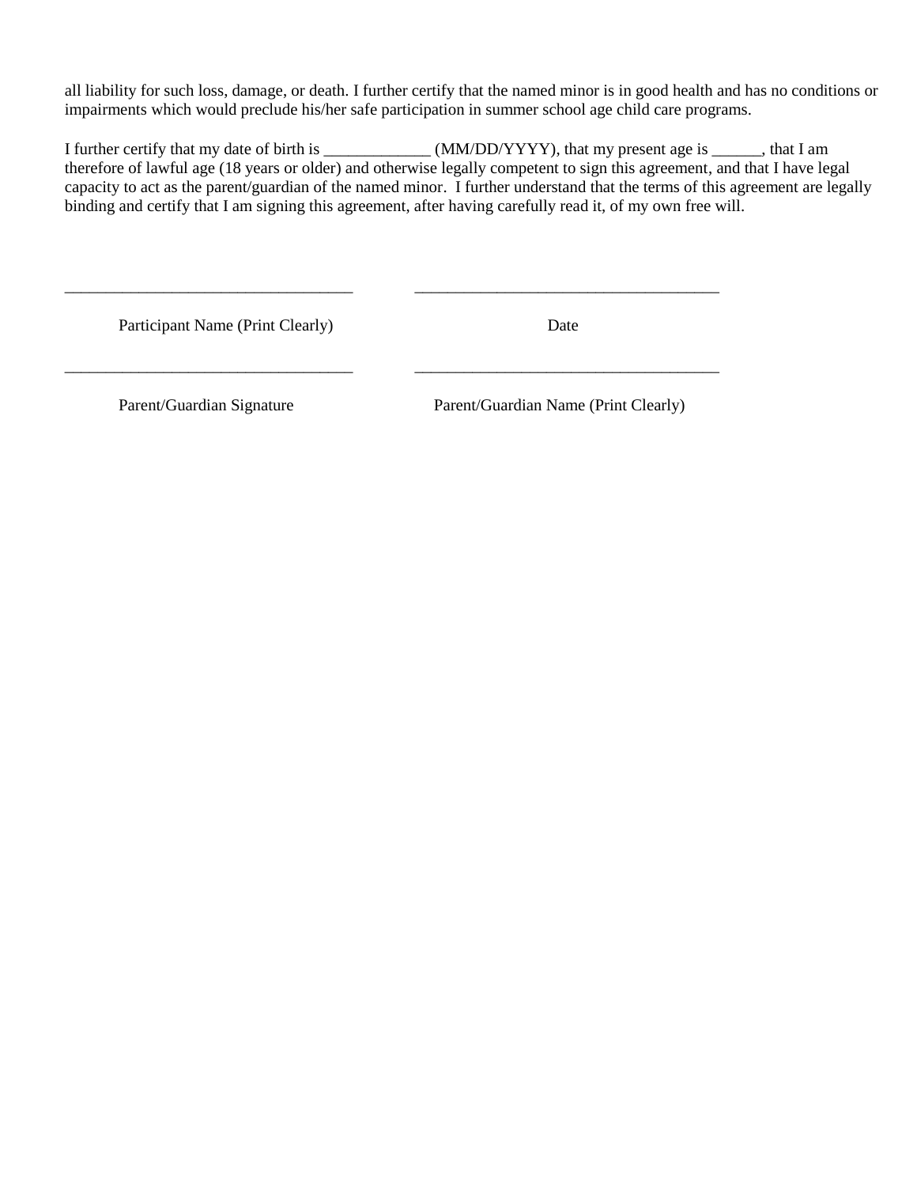all liability for such loss, damage, or death. I further certify that the named minor is in good health and has no conditions or impairments which would preclude his/her safe participation in summer school age child care programs.

I further certify that my date of birth is _____________ (MM/DD/YYYY), that my present age is ______, that I am therefore of lawful age (18 years or older) and otherwise legally competent to sign this agreement, and that I have legal capacity to act as the parent/guardian of the named minor. I further understand that the terms of this agreement are legally binding and certify that I am signing this agreement, after having carefully read it, of my own free will.

___________________________________ ___________________________________

Participant Name (Print Clearly) Date

___________________________________ ___________________________________

Parent/Guardian Signature Parent/Guardian Name (Print Clearly)